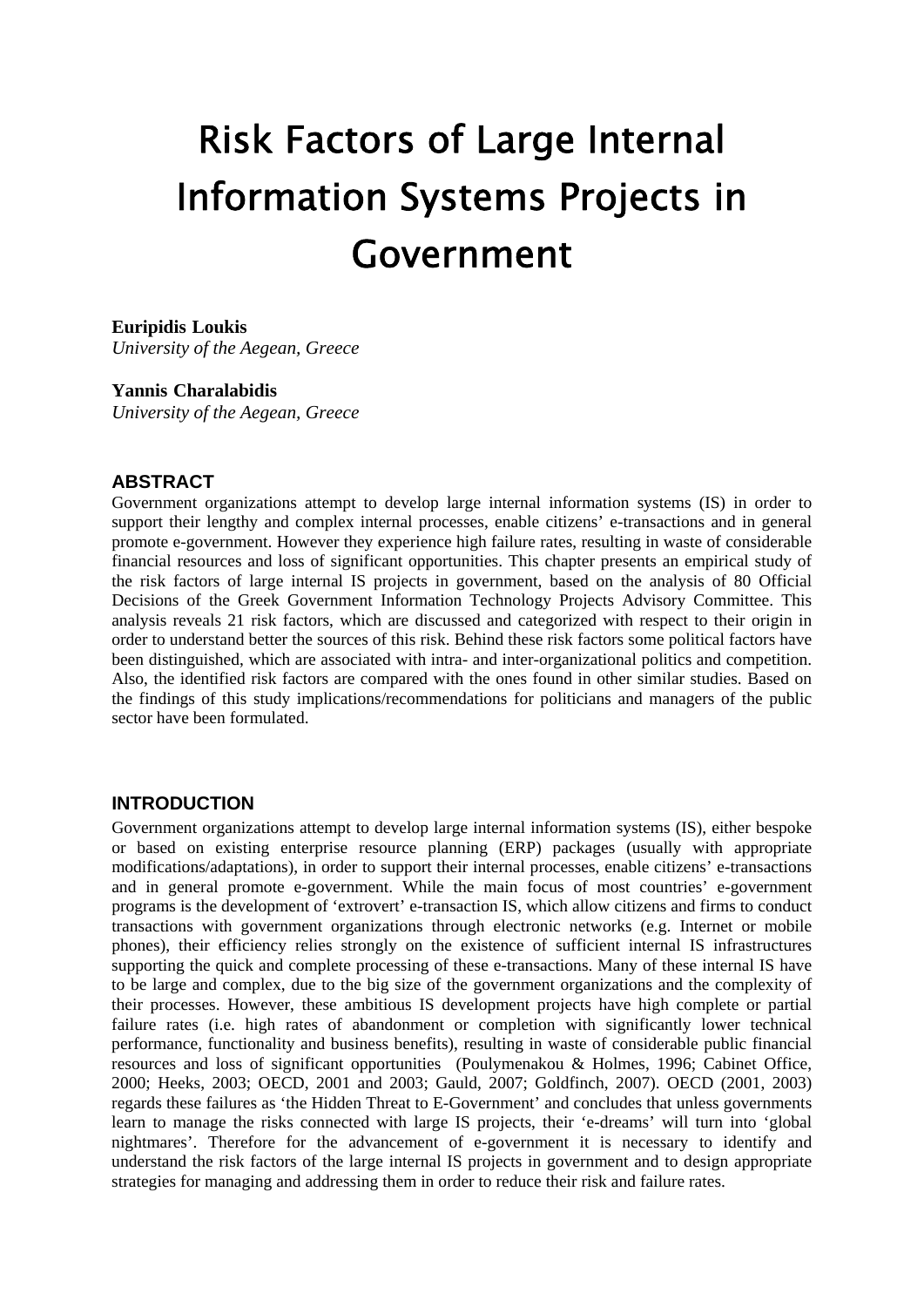# Risk Factors of Large Internal Information Systems Projects in Government

**Euripidis Loukis**
*University of the Aegean, Greece*

**Yannis Charalabidis**
*University of the Aegean, Greece*

## ABSTRACT

Government organizations attempt to develop large internal information systems (IS) in order to support their lengthy and complex internal processes, enable citizens' e-transactions and in general promote e-government. However they experience high failure rates, resulting in waste of considerable financial resources and loss of significant opportunities. This chapter presents an empirical study of the risk factors of large internal IS projects in government, based on the analysis of 80 Official Decisions of the Greek Government Information Technology Projects Advisory Committee. This analysis reveals 21 risk factors, which are discussed and categorized with respect to their origin in order to understand better the sources of this risk. Behind these risk factors some political factors have been distinguished, which are associated with intra- and inter-organizational politics and competition. Also, the identified risk factors are compared with the ones found in other similar studies. Based on the findings of this study implications/recommendations for politicians and managers of the public sector have been formulated.

## INTRODUCTION

Government organizations attempt to develop large internal information systems (IS), either bespoke or based on existing enterprise resource planning (ERP) packages (usually with appropriate modifications/adaptations), in order to support their internal processes, enable citizens' e-transactions and in general promote e-government. While the main focus of most countries' e-government programs is the development of 'extrovert' e-transaction IS, which allow citizens and firms to conduct transactions with government organizations through electronic networks (e.g. Internet or mobile phones), their efficiency relies strongly on the existence of sufficient internal IS infrastructures supporting the quick and complete processing of these e-transactions. Many of these internal IS have to be large and complex, due to the big size of the government organizations and the complexity of their processes. However, these ambitious IS development projects have high complete or partial failure rates (i.e. high rates of abandonment or completion with significantly lower technical performance, functionality and business benefits), resulting in waste of considerable public financial resources and loss of significant opportunities (Poulymenakou & Holmes, 1996; Cabinet Office, 2000; Heeks, 2003; OECD, 2001 and 2003; Gauld, 2007; Goldfinch, 2007). OECD (2001, 2003) regards these failures as 'the Hidden Threat to E-Government' and concludes that unless governments learn to manage the risks connected with large IS projects, their 'e-dreams' will turn into 'global nightmares'. Therefore for the advancement of e-government it is necessary to identify and understand the risk factors of the large internal IS projects in government and to design appropriate strategies for managing and addressing them in order to reduce their risk and failure rates.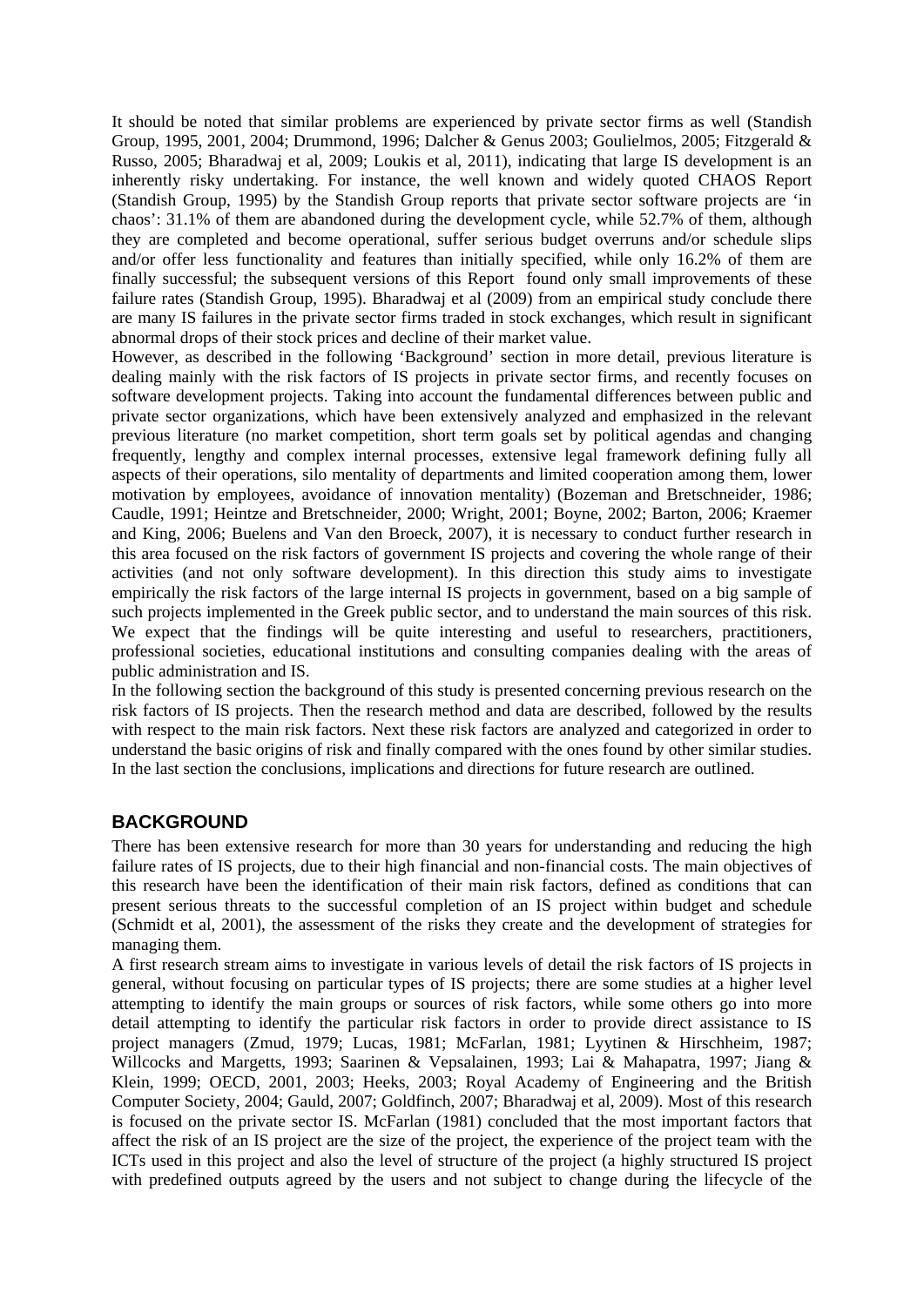It should be noted that similar problems are experienced by private sector firms as well (Standish Group, 1995, 2001, 2004; Drummond, 1996; Dalcher & Genus 2003; Goulielmos, 2005; Fitzgerald & Russo, 2005; Bharadwaj et al, 2009; Loukis et al, 2011), indicating that large IS development is an inherently risky undertaking. For instance, the well known and widely quoted CHAOS Report (Standish Group, 1995) by the Standish Group reports that private sector software projects are 'in chaos': 31.1% of them are abandoned during the development cycle, while 52.7% of them, although they are completed and become operational, suffer serious budget overruns and/or schedule slips and/or offer less functionality and features than initially specified, while only 16.2% of them are finally successful; the subsequent versions of this Report found only small improvements of these failure rates (Standish Group, 1995). Bharadwaj et al (2009) from an empirical study conclude there are many IS failures in the private sector firms traded in stock exchanges, which result in significant abnormal drops of their stock prices and decline of their market value.

However, as described in the following 'Background' section in more detail, previous literature is dealing mainly with the risk factors of IS projects in private sector firms, and recently focuses on software development projects. Taking into account the fundamental differences between public and private sector organizations, which have been extensively analyzed and emphasized in the relevant previous literature (no market competition, short term goals set by political agendas and changing frequently, lengthy and complex internal processes, extensive legal framework defining fully all aspects of their operations, silo mentality of departments and limited cooperation among them, lower motivation by employees, avoidance of innovation mentality) (Bozeman and Bretschneider, 1986; Caudle, 1991; Heintze and Bretschneider, 2000; Wright, 2001; Boyne, 2002; Barton, 2006; Kraemer and King, 2006; Buelens and Van den Broeck, 2007), it is necessary to conduct further research in this area focused on the risk factors of government IS projects and covering the whole range of their activities (and not only software development). In this direction this study aims to investigate empirically the risk factors of the large internal IS projects in government, based on a big sample of such projects implemented in the Greek public sector, and to understand the main sources of this risk. We expect that the findings will be quite interesting and useful to researchers, practitioners, professional societies, educational institutions and consulting companies dealing with the areas of public administration and IS.

In the following section the background of this study is presented concerning previous research on the risk factors of IS projects. Then the research method and data are described, followed by the results with respect to the main risk factors. Next these risk factors are analyzed and categorized in order to understand the basic origins of risk and finally compared with the ones found by other similar studies. In the last section the conclusions, implications and directions for future research are outlined.

## BACKGROUND

There has been extensive research for more than 30 years for understanding and reducing the high failure rates of IS projects, due to their high financial and non-financial costs. The main objectives of this research have been the identification of their main risk factors, defined as conditions that can present serious threats to the successful completion of an IS project within budget and schedule (Schmidt et al, 2001), the assessment of the risks they create and the development of strategies for managing them.

A first research stream aims to investigate in various levels of detail the risk factors of IS projects in general, without focusing on particular types of IS projects; there are some studies at a higher level attempting to identify the main groups or sources of risk factors, while some others go into more detail attempting to identify the particular risk factors in order to provide direct assistance to IS project managers (Zmud, 1979; Lucas, 1981; McFarlan, 1981; Lyytinen & Hirschheim, 1987; Willcocks and Margetts, 1993; Saarinen & Vepsalainen, 1993; Lai & Mahapatra, 1997; Jiang & Klein, 1999; OECD, 2001, 2003; Heeks, 2003; Royal Academy of Engineering and the British Computer Society, 2004; Gauld, 2007; Goldfinch, 2007; Bharadwaj et al, 2009). Most of this research is focused on the private sector IS. McFarlan (1981) concluded that the most important factors that affect the risk of an IS project are the size of the project, the experience of the project team with the ICTs used in this project and also the level of structure of the project (a highly structured IS project with predefined outputs agreed by the users and not subject to change during the lifecycle of the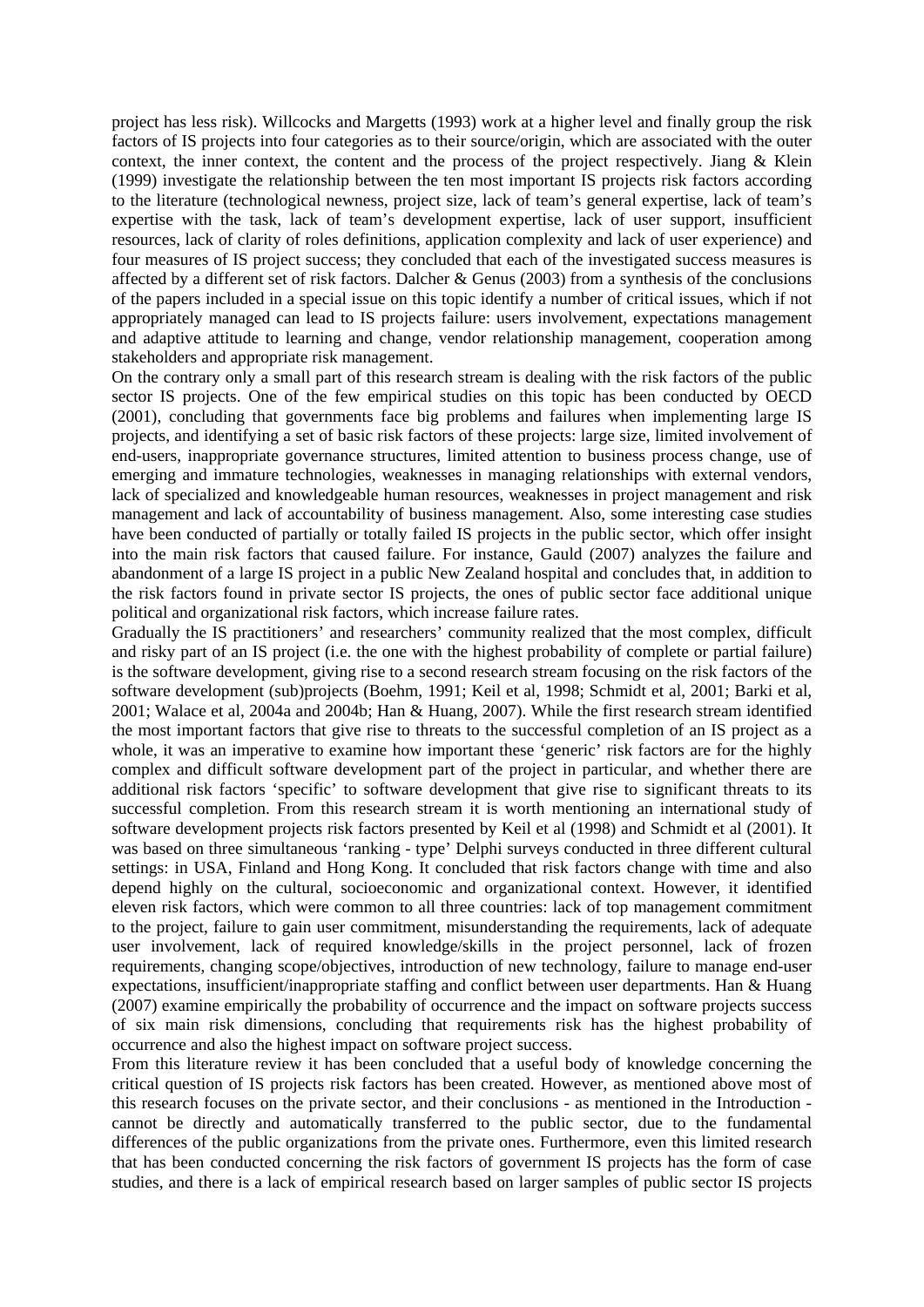project has less risk). Willcocks and Margetts (1993) work at a higher level and finally group the risk factors of IS projects into four categories as to their source/origin, which are associated with the outer context, the inner context, the content and the process of the project respectively. Jiang & Klein (1999) investigate the relationship between the ten most important IS projects risk factors according to the literature (technological newness, project size, lack of team's general expertise, lack of team's expertise with the task, lack of team's development expertise, lack of user support, insufficient resources, lack of clarity of roles definitions, application complexity and lack of user experience) and four measures of IS project success; they concluded that each of the investigated success measures is affected by a different set of risk factors. Dalcher & Genus (2003) from a synthesis of the conclusions of the papers included in a special issue on this topic identify a number of critical issues, which if not appropriately managed can lead to IS projects failure: users involvement, expectations management and adaptive attitude to learning and change, vendor relationship management, cooperation among stakeholders and appropriate risk management.

On the contrary only a small part of this research stream is dealing with the risk factors of the public sector IS projects. One of the few empirical studies on this topic has been conducted by OECD (2001), concluding that governments face big problems and failures when implementing large IS projects, and identifying a set of basic risk factors of these projects: large size, limited involvement of end-users, inappropriate governance structures, limited attention to business process change, use of emerging and immature technologies, weaknesses in managing relationships with external vendors, lack of specialized and knowledgeable human resources, weaknesses in project management and risk management and lack of accountability of business management. Also, some interesting case studies have been conducted of partially or totally failed IS projects in the public sector, which offer insight into the main risk factors that caused failure. For instance, Gauld (2007) analyzes the failure and abandonment of a large IS project in a public New Zealand hospital and concludes that, in addition to the risk factors found in private sector IS projects, the ones of public sector face additional unique political and organizational risk factors, which increase failure rates.

Gradually the IS practitioners' and researchers' community realized that the most complex, difficult and risky part of an IS project (i.e. the one with the highest probability of complete or partial failure) is the software development, giving rise to a second research stream focusing on the risk factors of the software development (sub)projects (Boehm, 1991; Keil et al, 1998; Schmidt et al, 2001; Barki et al, 2001; Walace et al, 2004a and 2004b; Han & Huang, 2007). While the first research stream identified the most important factors that give rise to threats to the successful completion of an IS project as a whole, it was an imperative to examine how important these 'generic' risk factors are for the highly complex and difficult software development part of the project in particular, and whether there are additional risk factors 'specific' to software development that give rise to significant threats to its successful completion. From this research stream it is worth mentioning an international study of software development projects risk factors presented by Keil et al (1998) and Schmidt et al (2001). It was based on three simultaneous 'ranking - type' Delphi surveys conducted in three different cultural settings: in USA, Finland and Hong Kong. It concluded that risk factors change with time and also depend highly on the cultural, socioeconomic and organizational context. However, it identified eleven risk factors, which were common to all three countries: lack of top management commitment to the project, failure to gain user commitment, misunderstanding the requirements, lack of adequate user involvement, lack of required knowledge/skills in the project personnel, lack of frozen requirements, changing scope/objectives, introduction of new technology, failure to manage end-user expectations, insufficient/inappropriate staffing and conflict between user departments. Han & Huang (2007) examine empirically the probability of occurrence and the impact on software projects success of six main risk dimensions, concluding that requirements risk has the highest probability of occurrence and also the highest impact on software project success.

From this literature review it has been concluded that a useful body of knowledge concerning the critical question of IS projects risk factors has been created. However, as mentioned above most of this research focuses on the private sector, and their conclusions - as mentioned in the Introduction - cannot be directly and automatically transferred to the public sector, due to the fundamental differences of the public organizations from the private ones. Furthermore, even this limited research that has been conducted concerning the risk factors of government IS projects has the form of case studies, and there is a lack of empirical research based on larger samples of public sector IS projects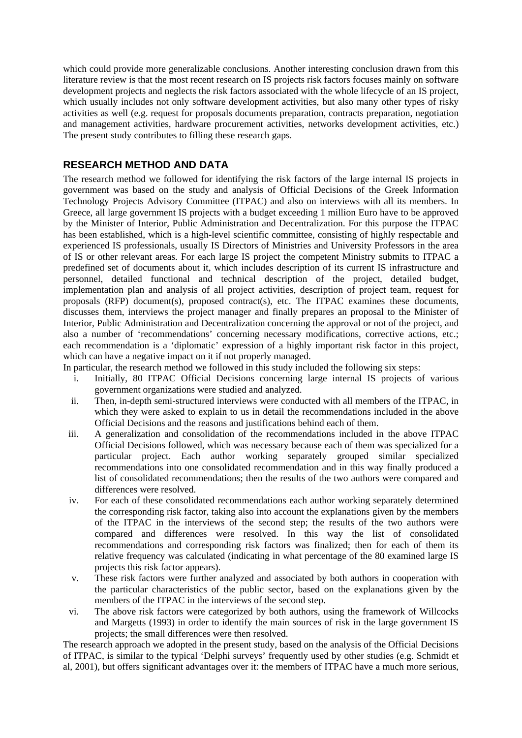which could provide more generalizable conclusions. Another interesting conclusion drawn from this literature review is that the most recent research on IS projects risk factors focuses mainly on software development projects and neglects the risk factors associated with the whole lifecycle of an IS project, which usually includes not only software development activities, but also many other types of risky activities as well (e.g. request for proposals documents preparation, contracts preparation, negotiation and management activities, hardware procurement activities, networks development activities, etc.) The present study contributes to filling these research gaps.

## RESEARCH METHOD AND DATA

The research method we followed for identifying the risk factors of the large internal IS projects in government was based on the study and analysis of Official Decisions of the Greek Information Technology Projects Advisory Committee (ITPAC) and also on interviews with all its members. In Greece, all large government IS projects with a budget exceeding 1 million Euro have to be approved by the Minister of Interior, Public Administration and Decentralization. For this purpose the ITPAC has been established, which is a high-level scientific committee, consisting of highly respectable and experienced IS professionals, usually IS Directors of Ministries and University Professors in the area of IS or other relevant areas. For each large IS project the competent Ministry submits to ITPAC a predefined set of documents about it, which includes description of its current IS infrastructure and personnel, detailed functional and technical description of the project, detailed budget, implementation plan and analysis of all project activities, description of project team, request for proposals (RFP) document(s), proposed contract(s), etc. The ITPAC examines these documents, discusses them, interviews the project manager and finally prepares a proposal to the Minister of Interior, Public Administration and Decentralization concerning the approval or not of the project, and also a number of 'recommendations' concerning necessary modifications, corrective actions, etc.; each recommendation is a 'diplomatic' expression of a highly important risk factor in this project, which can have a negative impact on it if not properly managed.

In particular, the research method we followed in this study included the following six steps:

i. Initially, 80 ITPAC Official Decisions concerning large internal IS projects of various government organizations were studied and analyzed.
ii. Then, in-depth semi-structured interviews were conducted with all members of the ITPAC, in which they were asked to explain to us in detail the recommendations included in the above Official Decisions and the reasons and justifications behind each of them.
iii. A generalization and consolidation of the recommendations included in the above ITPAC Official Decisions followed, which was necessary because each of them was specialized for a particular project. Each author working separately grouped similar specialized recommendations into one consolidated recommendation and in this way finally produced a list of consolidated recommendations; then the results of the two authors were compared and differences were resolved.
iv. For each of these consolidated recommendations each author working separately determined the corresponding risk factor, taking also into account the explanations given by the members of the ITPAC in the interviews of the second step; the results of the two authors were compared and differences were resolved. In this way the list of consolidated recommendations and corresponding risk factors was finalized; then for each of them its relative frequency was calculated (indicating in what percentage of the 80 examined large IS projects this risk factor appears).
v. These risk factors were further analyzed and associated by both authors in cooperation with the particular characteristics of the public sector, based on the explanations given by the members of the ITPAC in the interviews of the second step.
vi. The above risk factors were categorized by both authors, using the framework of Willcocks and Margetts (1993) in order to identify the main sources of risk in the large government IS projects; the small differences were then resolved.

The research approach we adopted in the present study, based on the analysis of the Official Decisions of ITPAC, is similar to the typical 'Delphi surveys' frequently used by other studies (e.g. Schmidt et al, 2001), but offers significant advantages over it: the members of ITPAC have a much more serious,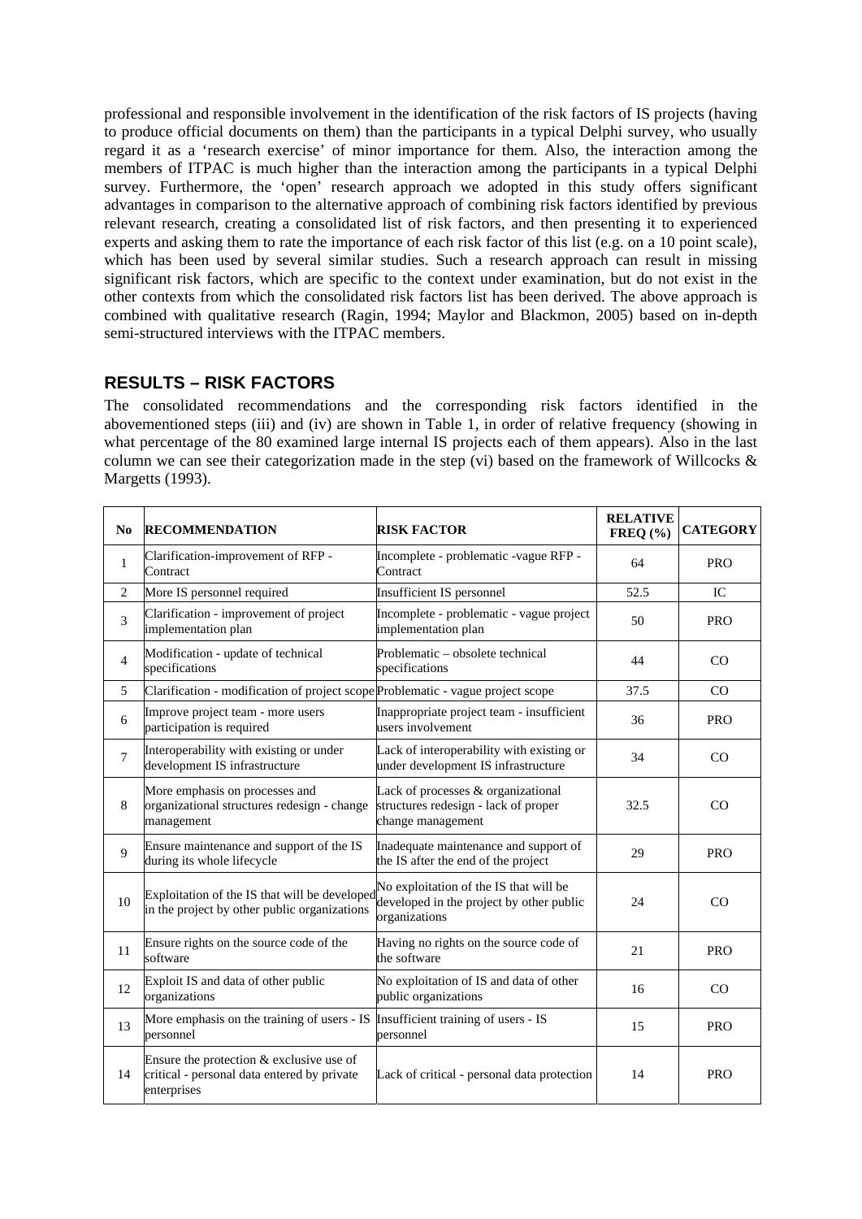professional and responsible involvement in the identification of the risk factors of IS projects (having to produce official documents on them) than the participants in a typical Delphi survey, who usually regard it as a 'research exercise' of minor importance for them. Also, the interaction among the members of ITPAC is much higher than the interaction among the participants in a typical Delphi survey. Furthermore, the 'open' research approach we adopted in this study offers significant advantages in comparison to the alternative approach of combining risk factors identified by previous relevant research, creating a consolidated list of risk factors, and then presenting it to experienced experts and asking them to rate the importance of each risk factor of this list (e.g. on a 10 point scale), which has been used by several similar studies. Such a research approach can result in missing significant risk factors, which are specific to the context under examination, but do not exist in the other contexts from which the consolidated risk factors list has been derived. The above approach is combined with qualitative research (Ragin, 1994; Maylor and Blackmon, 2005) based on in-depth semi-structured interviews with the ITPAC members.

## RESULTS – RISK FACTORS

The consolidated recommendations and the corresponding risk factors identified in the abovementioned steps (iii) and (iv) are shown in Table 1, in order of relative frequency (showing in what percentage of the 80 examined large internal IS projects each of them appears). Also in the last column we can see their categorization made in the step (vi) based on the framework of Willcocks & Margetts (1993).

| No | RECOMMENDATION | RISK FACTOR | RELATIVE FREQ (%) | CATEGORY |
|---|---|---|---|---|
| 1 | Clarification-improvement of RFP - Contract | Incomplete - problematic -vague RFP - Contract | 64 | PRO |
| 2 | More IS personnel required | Insufficient IS personnel | 52.5 | IC |
| 3 | Clarification - improvement of project implementation plan | Incomplete - problematic - vague project implementation plan | 50 | PRO |
| 4 | Modification - update of technical specifications | Problematic – obsolete technical specifications | 44 | CO |
| 5 | Clarification - modification of project scope | Problematic - vague project scope | 37.5 | CO |
| 6 | Improve project team - more users participation is required | Inappropriate project team - insufficient users involvement | 36 | PRO |
| 7 | Interoperability with existing or under development IS infrastructure | Lack of interoperability with existing or under development IS infrastructure | 34 | CO |
| 8 | More emphasis on processes and organizational structures redesign - change management | Lack of processes & organizational structures redesign - lack of proper change management | 32.5 | CO |
| 9 | Ensure maintenance and support of the IS during its whole lifecycle | Inadequate maintenance and support of the IS after the end of the project | 29 | PRO |
| 10 | Exploitation of the IS that will be developed in the project by other public organizations | No exploitation of the IS that will be developed in the project by other public organizations | 24 | CO |
| 11 | Ensure rights on the source code of the software | Having no rights on the source code of the software | 21 | PRO |
| 12 | Exploit IS and data of other public organizations | No exploitation of IS and data of other public organizations | 16 | CO |
| 13 | More emphasis on the training of users - IS personnel | Insufficient training of users - IS personnel | 15 | PRO |
| 14 | Ensure the protection & exclusive use of critical - personal data entered by private enterprises | Lack of critical - personal data protection | 14 | PRO |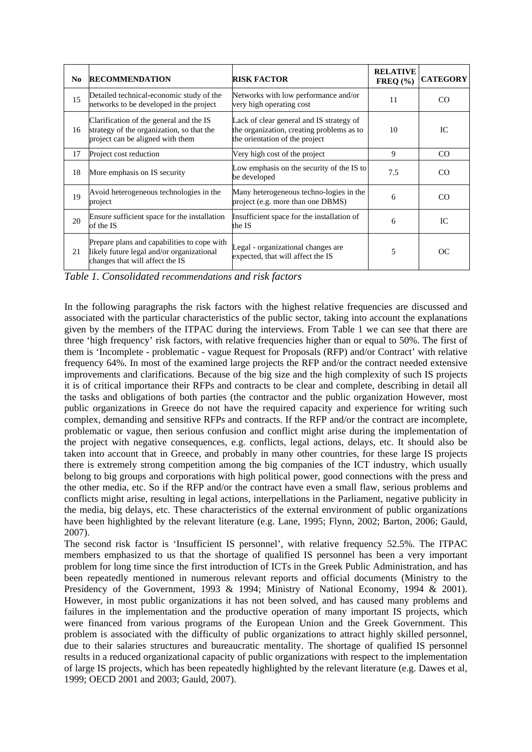| No | RECOMMENDATION | RISK FACTOR | RELATIVE FREQ (%) | CATEGORY |
|---|---|---|---|---|
| 15 | Detailed technical-economic study of the networks to be developed in the project | Networks with low performance and/or very high operating cost | 11 | CO |
| 16 | Clarification of the general and the IS strategy of the organization, so that the project can be aligned with them | Lack of clear general and IS strategy of the organization, creating problems as to the orientation of the project | 10 | IC |
| 17 | Project cost reduction | Very high cost of the project | 9 | CO |
| 18 | More emphasis on IS security | Low emphasis on the security of the IS to be developed | 7.5 | CO |
| 19 | Avoid heterogeneous technologies in the project | Many heterogeneous techno-logies in the project (e.g. more than one DBMS) | 6 | CO |
| 20 | Ensure sufficient space for the installation of the IS | Insufficient space for the installation of the IS | 6 | IC |
| 21 | Prepare plans and capabilities to cope with likely future legal and/or organizational changes that will affect the IS | Legal - organizational changes are expected, that will affect the IS | 5 | OC |

*Table 1. Consolidated recommendations and risk factors*

In the following paragraphs the risk factors with the highest relative frequencies are discussed and associated with the particular characteristics of the public sector, taking into account the explanations given by the members of the ITPAC during the interviews. From Table 1 we can see that there are three 'high frequency' risk factors, with relative frequencies higher than or equal to 50%. The first of them is 'Incomplete - problematic - vague Request for Proposals (RFP) and/or Contract' with relative frequency 64%. In most of the examined large projects the RFP and/or the contract needed extensive improvements and clarifications. Because of the big size and the high complexity of such IS projects it is of critical importance their RFPs and contracts to be clear and complete, describing in detail all the tasks and obligations of both parties (the contractor and the public organization However, most public organizations in Greece do not have the required capacity and experience for writing such complex, demanding and sensitive RFPs and contracts. If the RFP and/or the contract are incomplete, problematic or vague, then serious confusion and conflict might arise during the implementation of the project with negative consequences, e.g. conflicts, legal actions, delays, etc. It should also be taken into account that in Greece, and probably in many other countries, for these large IS projects there is extremely strong competition among the big companies of the ICT industry, which usually belong to big groups and corporations with high political power, good connections with the press and the other media, etc. So if the RFP and/or the contract have even a small flaw, serious problems and conflicts might arise, resulting in legal actions, interpellations in the Parliament, negative publicity in the media, big delays, etc. These characteristics of the external environment of public organizations have been highlighted by the relevant literature (e.g. Lane, 1995; Flynn, 2002; Barton, 2006; Gauld, 2007).

The second risk factor is 'Insufficient IS personnel', with relative frequency 52.5%. The ITPAC members emphasized to us that the shortage of qualified IS personnel has been a very important problem for long time since the first introduction of ICTs in the Greek Public Administration, and has been repeatedly mentioned in numerous relevant reports and official documents (Ministry to the Presidency of the Government, 1993 & 1994; Ministry of National Economy, 1994 & 2001). However, in most public organizations it has not been solved, and has caused many problems and failures in the implementation and the productive operation of many important IS projects, which were financed from various programs of the European Union and the Greek Government. This problem is associated with the difficulty of public organizations to attract highly skilled personnel, due to their salaries structures and bureaucratic mentality. The shortage of qualified IS personnel results in a reduced organizational capacity of public organizations with respect to the implementation of large IS projects, which has been repeatedly highlighted by the relevant literature (e.g. Dawes et al, 1999; OECD 2001 and 2003; Gauld, 2007).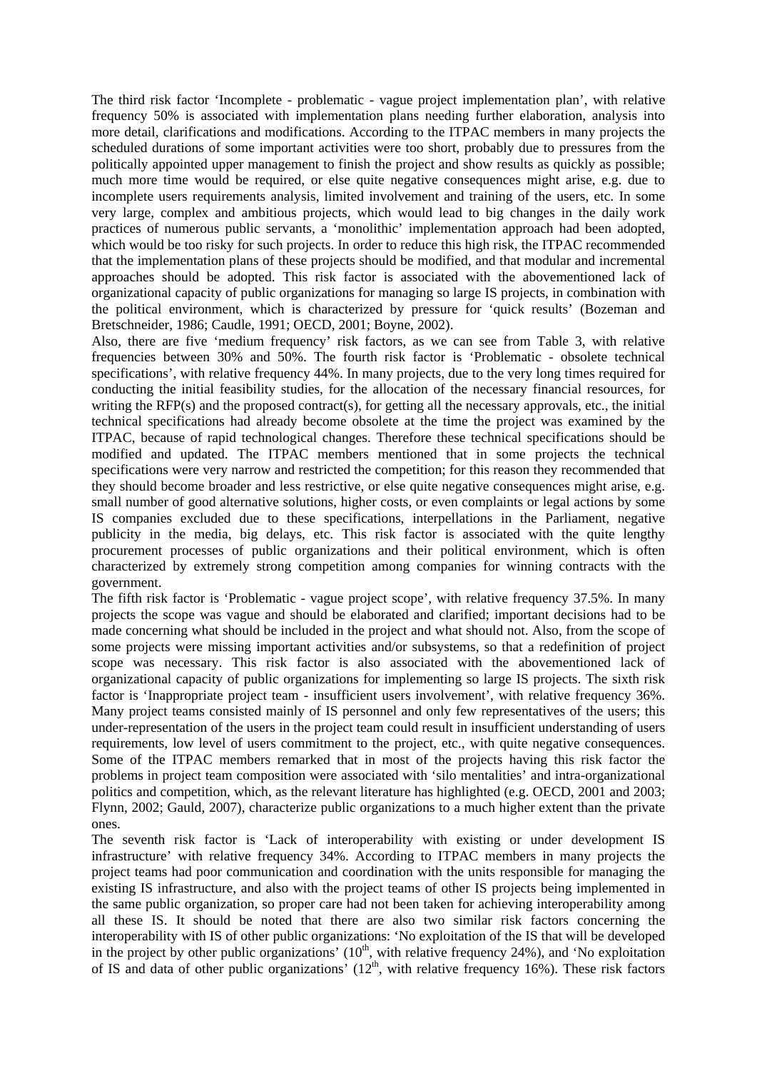The third risk factor 'Incomplete - problematic - vague project implementation plan', with relative frequency 50% is associated with implementation plans needing further elaboration, analysis into more detail, clarifications and modifications. According to the ITPAC members in many projects the scheduled durations of some important activities were too short, probably due to pressures from the politically appointed upper management to finish the project and show results as quickly as possible; much more time would be required, or else quite negative consequences might arise, e.g. due to incomplete users requirements analysis, limited involvement and training of the users, etc. In some very large, complex and ambitious projects, which would lead to big changes in the daily work practices of numerous public servants, a 'monolithic' implementation approach had been adopted, which would be too risky for such projects. In order to reduce this high risk, the ITPAC recommended that the implementation plans of these projects should be modified, and that modular and incremental approaches should be adopted. This risk factor is associated with the abovementioned lack of organizational capacity of public organizations for managing so large IS projects, in combination with the political environment, which is characterized by pressure for 'quick results' (Bozeman and Bretschneider, 1986; Caudle, 1991; OECD, 2001; Boyne, 2002).

Also, there are five 'medium frequency' risk factors, as we can see from Table 3, with relative frequencies between 30% and 50%. The fourth risk factor is 'Problematic - obsolete technical specifications', with relative frequency 44%. In many projects, due to the very long times required for conducting the initial feasibility studies, for the allocation of the necessary financial resources, for writing the RFP(s) and the proposed contract(s), for getting all the necessary approvals, etc., the initial technical specifications had already become obsolete at the time the project was examined by the ITPAC, because of rapid technological changes. Therefore these technical specifications should be modified and updated. The ITPAC members mentioned that in some projects the technical specifications were very narrow and restricted the competition; for this reason they recommended that they should become broader and less restrictive, or else quite negative consequences might arise, e.g. small number of good alternative solutions, higher costs, or even complaints or legal actions by some IS companies excluded due to these specifications, interpellations in the Parliament, negative publicity in the media, big delays, etc. This risk factor is associated with the quite lengthy procurement processes of public organizations and their political environment, which is often characterized by extremely strong competition among companies for winning contracts with the government.

The fifth risk factor is 'Problematic - vague project scope', with relative frequency 37.5%. In many projects the scope was vague and should be elaborated and clarified; important decisions had to be made concerning what should be included in the project and what should not. Also, from the scope of some projects were missing important activities and/or subsystems, so that a redefinition of project scope was necessary. This risk factor is also associated with the abovementioned lack of organizational capacity of public organizations for implementing so large IS projects. The sixth risk factor is 'Inappropriate project team - insufficient users involvement', with relative frequency 36%. Many project teams consisted mainly of IS personnel and only few representatives of the users; this under-representation of the users in the project team could result in insufficient understanding of users requirements, low level of users commitment to the project, etc., with quite negative consequences. Some of the ITPAC members remarked that in most of the projects having this risk factor the problems in project team composition were associated with 'silo mentalities' and intra-organizational politics and competition, which, as the relevant literature has highlighted (e.g. OECD, 2001 and 2003; Flynn, 2002; Gauld, 2007), characterize public organizations to a much higher extent than the private ones.

The seventh risk factor is 'Lack of interoperability with existing or under development IS infrastructure' with relative frequency 34%. According to ITPAC members in many projects the project teams had poor communication and coordination with the units responsible for managing the existing IS infrastructure, and also with the project teams of other IS projects being implemented in the same public organization, so proper care had not been taken for achieving interoperability among all these IS. It should be noted that there are also two similar risk factors concerning the interoperability with IS of other public organizations: 'No exploitation of the IS that will be developed in the project by other public organizations' (10th, with relative frequency 24%), and 'No exploitation of IS and data of other public organizations' (12th, with relative frequency 16%). These risk factors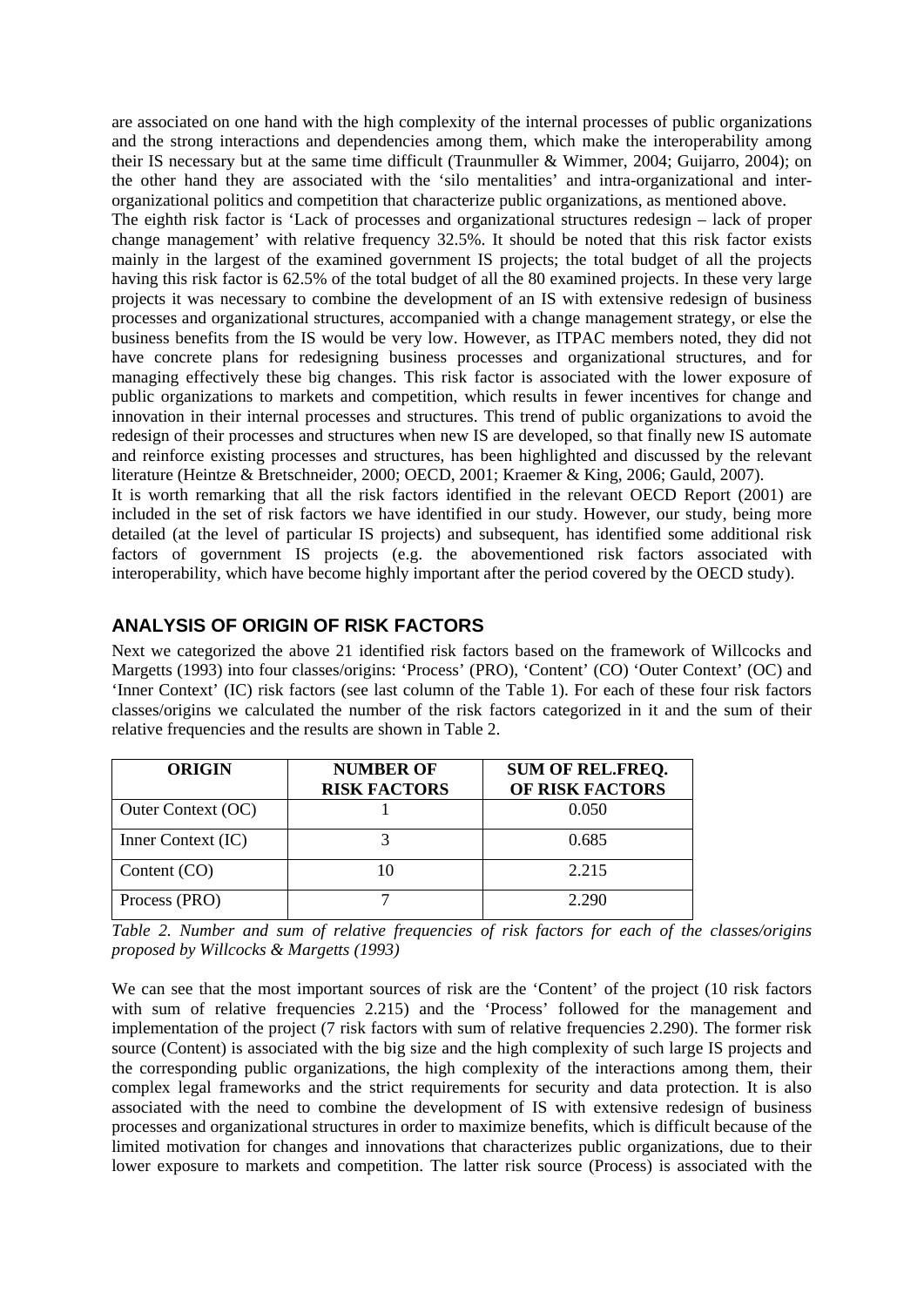are associated on one hand with the high complexity of the internal processes of public organizations and the strong interactions and dependencies among them, which make the interoperability among their IS necessary but at the same time difficult (Traunmuller & Wimmer, 2004; Guijarro, 2004); on the other hand they are associated with the 'silo mentalities' and intra-organizational and inter-organizational politics and competition that characterize public organizations, as mentioned above.

The eighth risk factor is 'Lack of processes and organizational structures redesign – lack of proper change management' with relative frequency 32.5%. It should be noted that this risk factor exists mainly in the largest of the examined government IS projects; the total budget of all the projects having this risk factor is 62.5% of the total budget of all the 80 examined projects. In these very large projects it was necessary to combine the development of an IS with extensive redesign of business processes and organizational structures, accompanied with a change management strategy, or else the business benefits from the IS would be very low. However, as ITPAC members noted, they did not have concrete plans for redesigning business processes and organizational structures, and for managing effectively these big changes. This risk factor is associated with the lower exposure of public organizations to markets and competition, which results in fewer incentives for change and innovation in their internal processes and structures. This trend of public organizations to avoid the redesign of their processes and structures when new IS are developed, so that finally new IS automate and reinforce existing processes and structures, has been highlighted and discussed by the relevant literature (Heintze & Bretschneider, 2000; OECD, 2001; Kraemer & King, 2006; Gauld, 2007).

It is worth remarking that all the risk factors identified in the relevant OECD Report (2001) are included in the set of risk factors we have identified in our study. However, our study, being more detailed (at the level of particular IS projects) and subsequent, has identified some additional risk factors of government IS projects (e.g. the abovementioned risk factors associated with interoperability, which have become highly important after the period covered by the OECD study).

## ANALYSIS OF ORIGIN OF RISK FACTORS

Next we categorized the above 21 identified risk factors based on the framework of Willcocks and Margetts (1993) into four classes/origins: 'Process' (PRO), 'Content' (CO) 'Outer Context' (OC) and 'Inner Context' (IC) risk factors (see last column of the Table 1). For each of these four risk factors classes/origins we calculated the number of the risk factors categorized in it and the sum of their relative frequencies and the results are shown in Table 2.

| ORIGIN | NUMBER OF RISK FACTORS | SUM OF REL.FREQ. OF RISK FACTORS |
|---|---|---|
| Outer Context (OC) | 1 | 0.050 |
| Inner Context (IC) | 3 | 0.685 |
| Content (CO) | 10 | 2.215 |
| Process (PRO) | 7 | 2.290 |

*Table 2. Number and sum of relative frequencies of risk factors for each of the classes/origins proposed by Willcocks & Margetts (1993)*

We can see that the most important sources of risk are the 'Content' of the project (10 risk factors with sum of relative frequencies 2.215) and the 'Process' followed for the management and implementation of the project (7 risk factors with sum of relative frequencies 2.290). The former risk source (Content) is associated with the big size and the high complexity of such large IS projects and the corresponding public organizations, the high complexity of the interactions among them, their complex legal frameworks and the strict requirements for security and data protection. It is also associated with the need to combine the development of IS with extensive redesign of business processes and organizational structures in order to maximize benefits, which is difficult because of the limited motivation for changes and innovations that characterizes public organizations, due to their lower exposure to markets and competition. The latter risk source (Process) is associated with the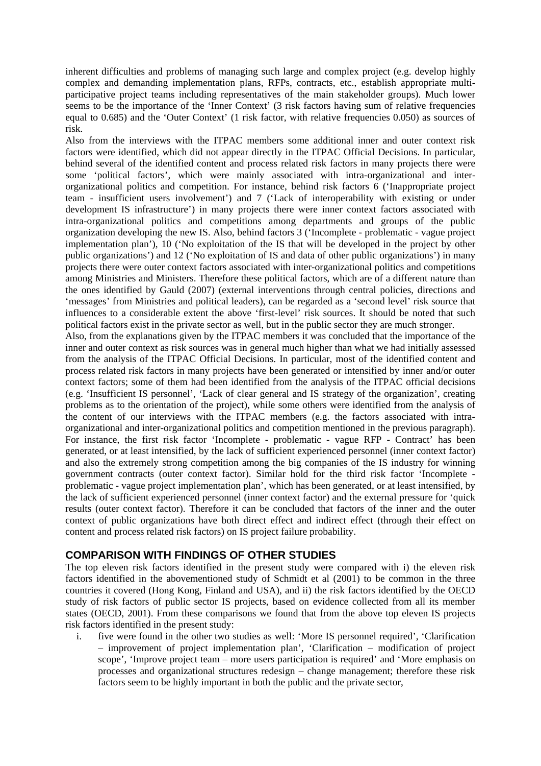inherent difficulties and problems of managing such large and complex project (e.g. develop highly complex and demanding implementation plans, RFPs, contracts, etc., establish appropriate multi-participative project teams including representatives of the main stakeholder groups). Much lower seems to be the importance of the 'Inner Context' (3 risk factors having sum of relative frequencies equal to 0.685) and the 'Outer Context' (1 risk factor, with relative frequencies 0.050) as sources of risk.

Also from the interviews with the ITPAC members some additional inner and outer context risk factors were identified, which did not appear directly in the ITPAC Official Decisions. In particular, behind several of the identified content and process related risk factors in many projects there were some 'political factors', which were mainly associated with intra-organizational and inter-organizational politics and competition. For instance, behind risk factors 6 ('Inappropriate project team - insufficient users involvement') and 7 ('Lack of interoperability with existing or under development IS infrastructure') in many projects there were inner context factors associated with intra-organizational politics and competitions among departments and groups of the public organization developing the new IS. Also, behind factors 3 ('Incomplete - problematic - vague project implementation plan'), 10 ('No exploitation of the IS that will be developed in the project by other public organizations') and 12 ('No exploitation of IS and data of other public organizations') in many projects there were outer context factors associated with inter-organizational politics and competitions among Ministries and Ministers. Therefore these political factors, which are of a different nature than the ones identified by Gauld (2007) (external interventions through central policies, directions and 'messages' from Ministries and political leaders), can be regarded as a 'second level' risk source that influences to a considerable extent the above 'first-level' risk sources. It should be noted that such political factors exist in the private sector as well, but in the public sector they are much stronger.

Also, from the explanations given by the ITPAC members it was concluded that the importance of the inner and outer context as risk sources was in general much higher than what we had initially assessed from the analysis of the ITPAC Official Decisions. In particular, most of the identified content and process related risk factors in many projects have been generated or intensified by inner and/or outer context factors; some of them had been identified from the analysis of the ITPAC official decisions (e.g. 'Insufficient IS personnel', 'Lack of clear general and IS strategy of the organization', creating problems as to the orientation of the project), while some others were identified from the analysis of the content of our interviews with the ITPAC members (e.g. the factors associated with intra-organizational and inter-organizational politics and competition mentioned in the previous paragraph). For instance, the first risk factor 'Incomplete - problematic - vague RFP - Contract' has been generated, or at least intensified, by the lack of sufficient experienced personnel (inner context factor) and also the extremely strong competition among the big companies of the IS industry for winning government contracts (outer context factor). Similar hold for the third risk factor 'Incomplete - problematic - vague project implementation plan', which has been generated, or at least intensified, by the lack of sufficient experienced personnel (inner context factor) and the external pressure for 'quick results (outer context factor). Therefore it can be concluded that factors of the inner and the outer context of public organizations have both direct effect and indirect effect (through their effect on content and process related risk factors) on IS project failure probability.

## COMPARISON WITH FINDINGS OF OTHER STUDIES

The top eleven risk factors identified in the present study were compared with i) the eleven risk factors identified in the abovementioned study of Schmidt et al (2001) to be common in the three countries it covered (Hong Kong, Finland and USA), and ii) the risk factors identified by the OECD study of risk factors of public sector IS projects, based on evidence collected from all its member states (OECD, 2001). From these comparisons we found that from the above top eleven IS projects risk factors identified in the present study:

i. five were found in the other two studies as well: 'More IS personnel required', 'Clarification – improvement of project implementation plan', 'Clarification – modification of project scope', 'Improve project team – more users participation is required' and 'More emphasis on processes and organizational structures redesign – change management; therefore these risk factors seem to be highly important in both the public and the private sector,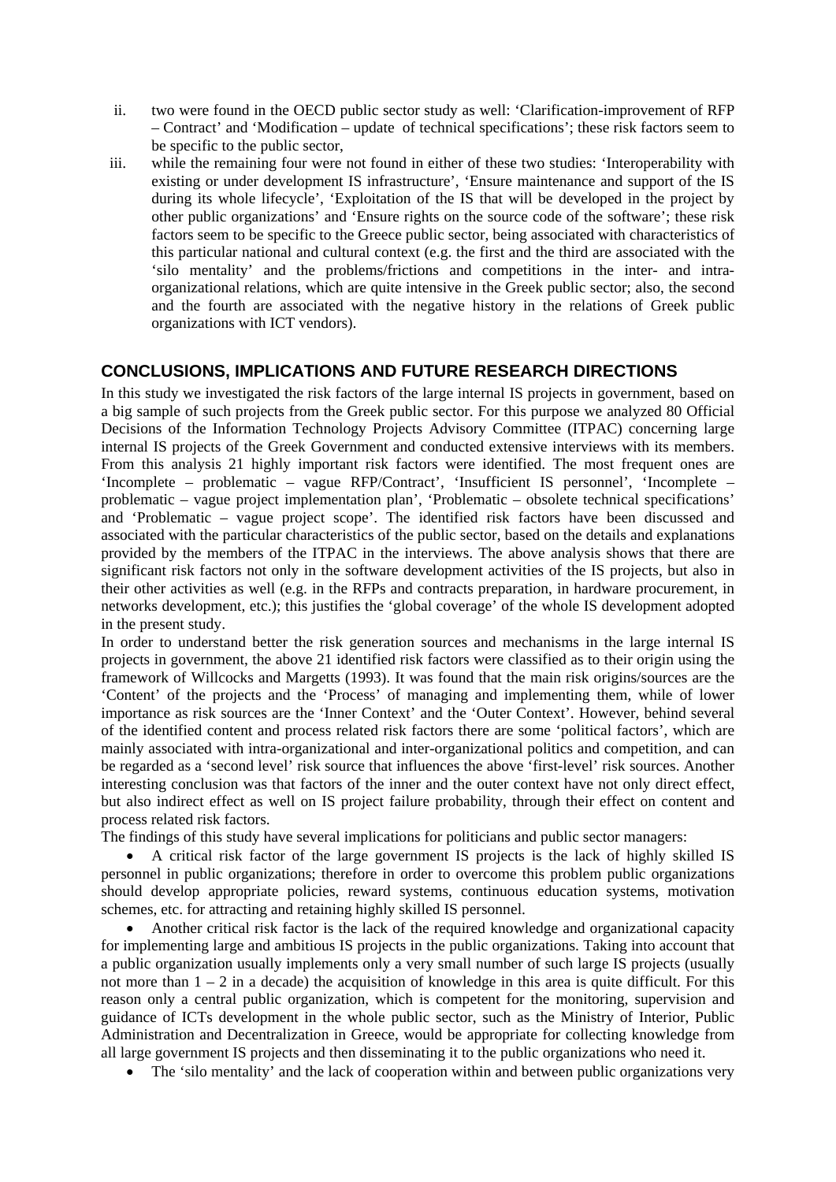ii. two were found in the OECD public sector study as well: 'Clarification-improvement of RFP – Contract' and 'Modification – update of technical specifications'; these risk factors seem to be specific to the public sector,

iii. while the remaining four were not found in either of these two studies: 'Interoperability with existing or under development IS infrastructure', 'Ensure maintenance and support of the IS during its whole lifecycle', 'Exploitation of the IS that will be developed in the project by other public organizations' and 'Ensure rights on the source code of the software'; these risk factors seem to be specific to the Greece public sector, being associated with characteristics of this particular national and cultural context (e.g. the first and the third are associated with the 'silo mentality' and the problems/frictions and competitions in the inter- and intra-organizational relations, which are quite intensive in the Greek public sector; also, the second and the fourth are associated with the negative history in the relations of Greek public organizations with ICT vendors).

## CONCLUSIONS, IMPLICATIONS AND FUTURE RESEARCH DIRECTIONS

In this study we investigated the risk factors of the large internal IS projects in government, based on a big sample of such projects from the Greek public sector. For this purpose we analyzed 80 Official Decisions of the Information Technology Projects Advisory Committee (ITPAC) concerning large internal IS projects of the Greek Government and conducted extensive interviews with its members. From this analysis 21 highly important risk factors were identified. The most frequent ones are 'Incomplete – problematic – vague RFP/Contract', 'Insufficient IS personnel', 'Incomplete – problematic – vague project implementation plan', 'Problematic – obsolete technical specifications' and 'Problematic – vague project scope'. The identified risk factors have been discussed and associated with the particular characteristics of the public sector, based on the details and explanations provided by the members of the ITPAC in the interviews. The above analysis shows that there are significant risk factors not only in the software development activities of the IS projects, but also in their other activities as well (e.g. in the RFPs and contracts preparation, in hardware procurement, in networks development, etc.); this justifies the 'global coverage' of the whole IS development adopted in the present study.

In order to understand better the risk generation sources and mechanisms in the large internal IS projects in government, the above 21 identified risk factors were classified as to their origin using the framework of Willcocks and Margetts (1993). It was found that the main risk origins/sources are the 'Content' of the projects and the 'Process' of managing and implementing them, while of lower importance as risk sources are the 'Inner Context' and the 'Outer Context'. However, behind several of the identified content and process related risk factors there are some 'political factors', which are mainly associated with intra-organizational and inter-organizational politics and competition, and can be regarded as a 'second level' risk source that influences the above 'first-level' risk sources. Another interesting conclusion was that factors of the inner and the outer context have not only direct effect, but also indirect effect as well on IS project failure probability, through their effect on content and process related risk factors.

The findings of this study have several implications for politicians and public sector managers:

- A critical risk factor of the large government IS projects is the lack of highly skilled IS personnel in public organizations; therefore in order to overcome this problem public organizations should develop appropriate policies, reward systems, continuous education systems, motivation schemes, etc. for attracting and retaining highly skilled IS personnel.
- Another critical risk factor is the lack of the required knowledge and organizational capacity for implementing large and ambitious IS projects in the public organizations. Taking into account that a public organization usually implements only a very small number of such large IS projects (usually not more than 1 – 2 in a decade) the acquisition of knowledge in this area is quite difficult. For this reason only a central public organization, which is competent for the monitoring, supervision and guidance of ICTs development in the whole public sector, such as the Ministry of Interior, Public Administration and Decentralization in Greece, would be appropriate for collecting knowledge from all large government IS projects and then disseminating it to the public organizations who need it.
- The 'silo mentality' and the lack of cooperation within and between public organizations very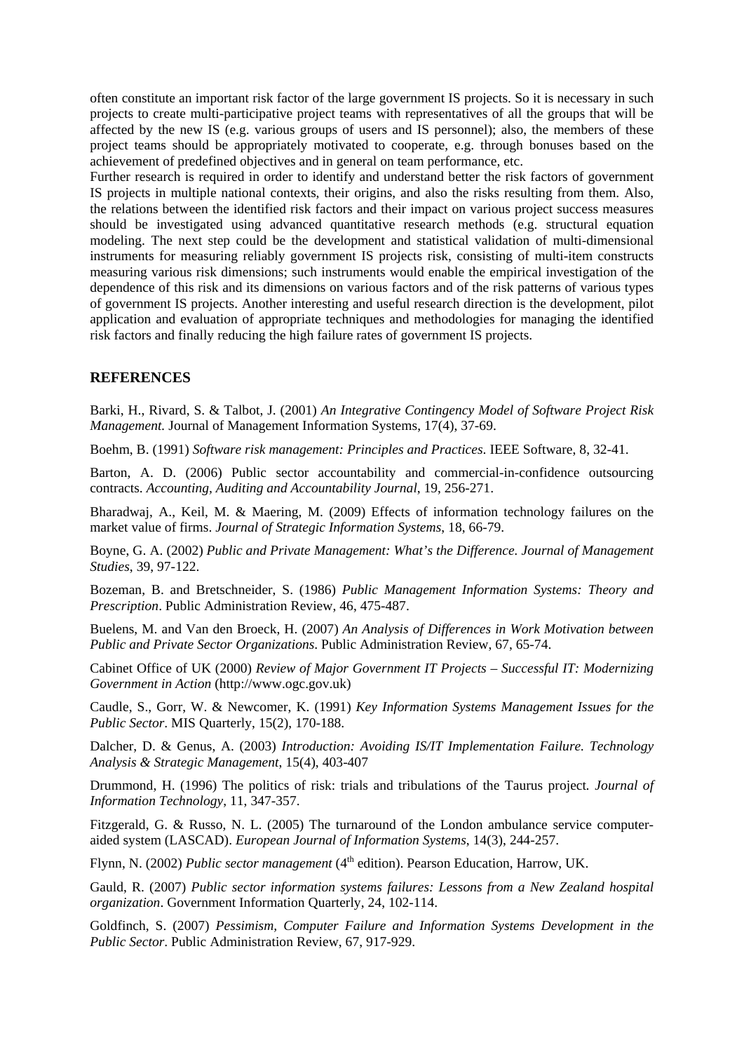often constitute an important risk factor of the large government IS projects. So it is necessary in such projects to create multi-participative project teams with representatives of all the groups that will be affected by the new IS (e.g. various groups of users and IS personnel); also, the members of these project teams should be appropriately motivated to cooperate, e.g. through bonuses based on the achievement of predefined objectives and in general on team performance, etc.

Further research is required in order to identify and understand better the risk factors of government IS projects in multiple national contexts, their origins, and also the risks resulting from them. Also, the relations between the identified risk factors and their impact on various project success measures should be investigated using advanced quantitative research methods (e.g. structural equation modeling. The next step could be the development and statistical validation of multi-dimensional instruments for measuring reliably government IS projects risk, consisting of multi-item constructs measuring various risk dimensions; such instruments would enable the empirical investigation of the dependence of this risk and its dimensions on various factors and of the risk patterns of various types of government IS projects. Another interesting and useful research direction is the development, pilot application and evaluation of appropriate techniques and methodologies for managing the identified risk factors and finally reducing the high failure rates of government IS projects.

## REFERENCES

Barki, H., Rivard, S. & Talbot, J. (2001) *An Integrative Contingency Model of Software Project Risk Management.* Journal of Management Information Systems, 17(4), 37-69.

Boehm, B. (1991) *Software risk management: Principles and Practices*. IEEE Software, 8, 32-41.

Barton, A. D. (2006) Public sector accountability and commercial-in-confidence outsourcing contracts. *Accounting, Auditing and Accountability Journal*, 19, 256-271.

Bharadwaj, A., Keil, M. & Maering, M. (2009) Effects of information technology failures on the market value of firms. *Journal of Strategic Information Systems*, 18, 66-79.

Boyne, G. A. (2002) *Public and Private Management: What's the Difference. Journal of Management Studies*, 39, 97-122.

Bozeman, B. and Bretschneider, S. (1986) *Public Management Information Systems: Theory and Prescription*. Public Administration Review, 46, 475-487.

Buelens, M. and Van den Broeck, H. (2007) *An Analysis of Differences in Work Motivation between Public and Private Sector Organizations*. Public Administration Review, 67, 65-74.

Cabinet Office of UK (2000) *Review of Major Government IT Projects – Successful IT: Modernizing Government in Action* (http://www.ogc.gov.uk)

Caudle, S., Gorr, W. & Newcomer, K. (1991) *Key Information Systems Management Issues for the Public Sector*. MIS Quarterly, 15(2), 170-188.

Dalcher, D. & Genus, A. (2003) *Introduction: Avoiding IS/IT Implementation Failure. Technology Analysis & Strategic Management*, 15(4), 403-407

Drummond, H. (1996) The politics of risk: trials and tribulations of the Taurus project. *Journal of Information Technology*, 11, 347-357.

Fitzgerald, G. & Russo, N. L. (2005) The turnaround of the London ambulance service computer-aided system (LASCAD). *European Journal of Information Systems*, 14(3), 244-257.

Flynn, N. (2002) *Public sector management* (4th edition). Pearson Education, Harrow, UK.

Gauld, R. (2007) *Public sector information systems failures: Lessons from a New Zealand hospital organization*. Government Information Quarterly, 24, 102-114.

Goldfinch, S. (2007) *Pessimism, Computer Failure and Information Systems Development in the Public Sector*. Public Administration Review, 67, 917-929.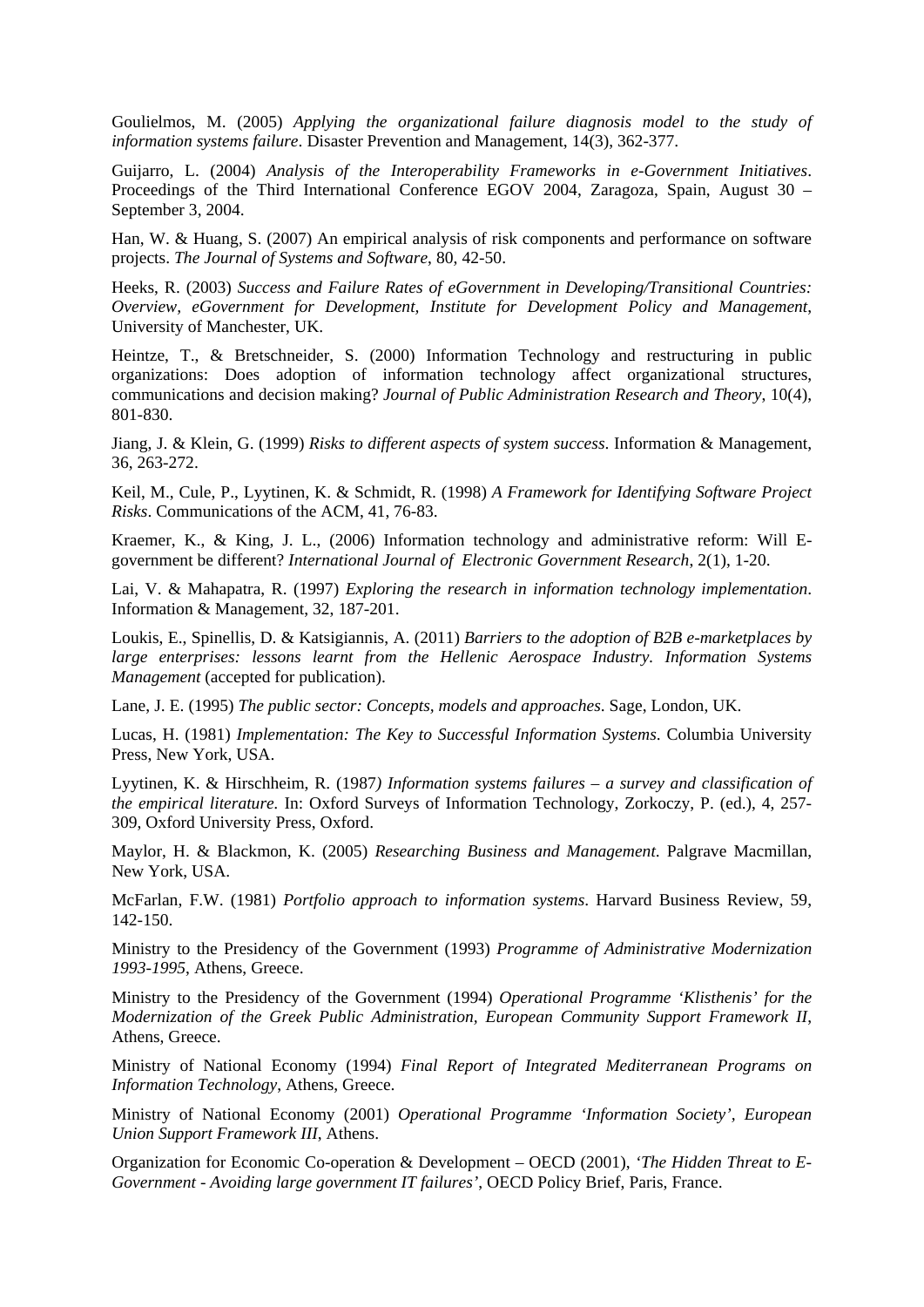Goulielmos, M. (2005) *Applying the organizational failure diagnosis model to the study of information systems failure*. Disaster Prevention and Management, 14(3), 362-377.

Guijarro, L. (2004) *Analysis of the Interoperability Frameworks in e-Government Initiatives*. Proceedings of the Third International Conference EGOV 2004, Zaragoza, Spain, August 30 – September 3, 2004.

Han, W. & Huang, S. (2007) An empirical analysis of risk components and performance on software projects. *The Journal of Systems and Software*, 80, 42-50.

Heeks, R. (2003) *Success and Failure Rates of eGovernment in Developing/Transitional Countries: Overview*, *eGovernment for Development, Institute for Development Policy and Management*, University of Manchester, UK.

Heintze, T., & Bretschneider, S. (2000) Information Technology and restructuring in public organizations: Does adoption of information technology affect organizational structures, communications and decision making? *Journal of Public Administration Research and Theory*, 10(4), 801-830.

Jiang, J. & Klein, G. (1999) *Risks to different aspects of system success*. Information & Management, 36, 263-272.

Keil, M., Cule, P., Lyytinen, K. & Schmidt, R. (1998) *A Framework for Identifying Software Project Risks*. Communications of the ACM, 41, 76-83.

Kraemer, K., & King, J. L., (2006) Information technology and administrative reform: Will E-government be different? *International Journal of Electronic Government Research*, 2(1), 1-20.

Lai, V. & Mahapatra, R. (1997) *Exploring the research in information technology implementation*. Information & Management, 32, 187-201.

Loukis, E., Spinellis, D. & Katsigiannis, A. (2011) *Barriers to the adoption of B2B e-marketplaces by large enterprises: lessons learnt from the Hellenic Aerospace Industry*. *Information Systems Management* (accepted for publication).

Lane, J. E. (1995) *The public sector: Concepts, models and approaches*. Sage, London, UK.

Lucas, H. (1981) *Implementation: The Key to Successful Information Systems*. Columbia University Press, New York, USA.

Lyytinen, K. & Hirschheim, R. (1987*) Information systems failures – a survey and classification of the empirical literature*. In: Oxford Surveys of Information Technology, Zorkoczy, P. (ed.), 4, 257-309, Oxford University Press, Oxford.

Maylor, H. & Blackmon, K. (2005) *Researching Business and Management*. Palgrave Macmillan, New York, USA.

McFarlan, F.W. (1981) *Portfolio approach to information systems*. Harvard Business Review, 59, 142-150.

Ministry to the Presidency of the Government (1993) *Programme of Administrative Modernization 1993-1995*, Athens, Greece.

Ministry to the Presidency of the Government (1994) *Operational Programme 'Klisthenis' for the Modernization of the Greek Public Administration, European Community Support Framework II*, Athens, Greece.

Ministry of National Economy (1994) *Final Report of Integrated Mediterranean Programs on Information Technology*, Athens, Greece.

Ministry of National Economy (2001) *Operational Programme 'Information Society', European Union Support Framework III*, Athens.

Organization for Economic Co-operation & Development – OECD (2001), *'The Hidden Threat to E-Government - Avoiding large government IT failures'*, OECD Policy Brief, Paris, France.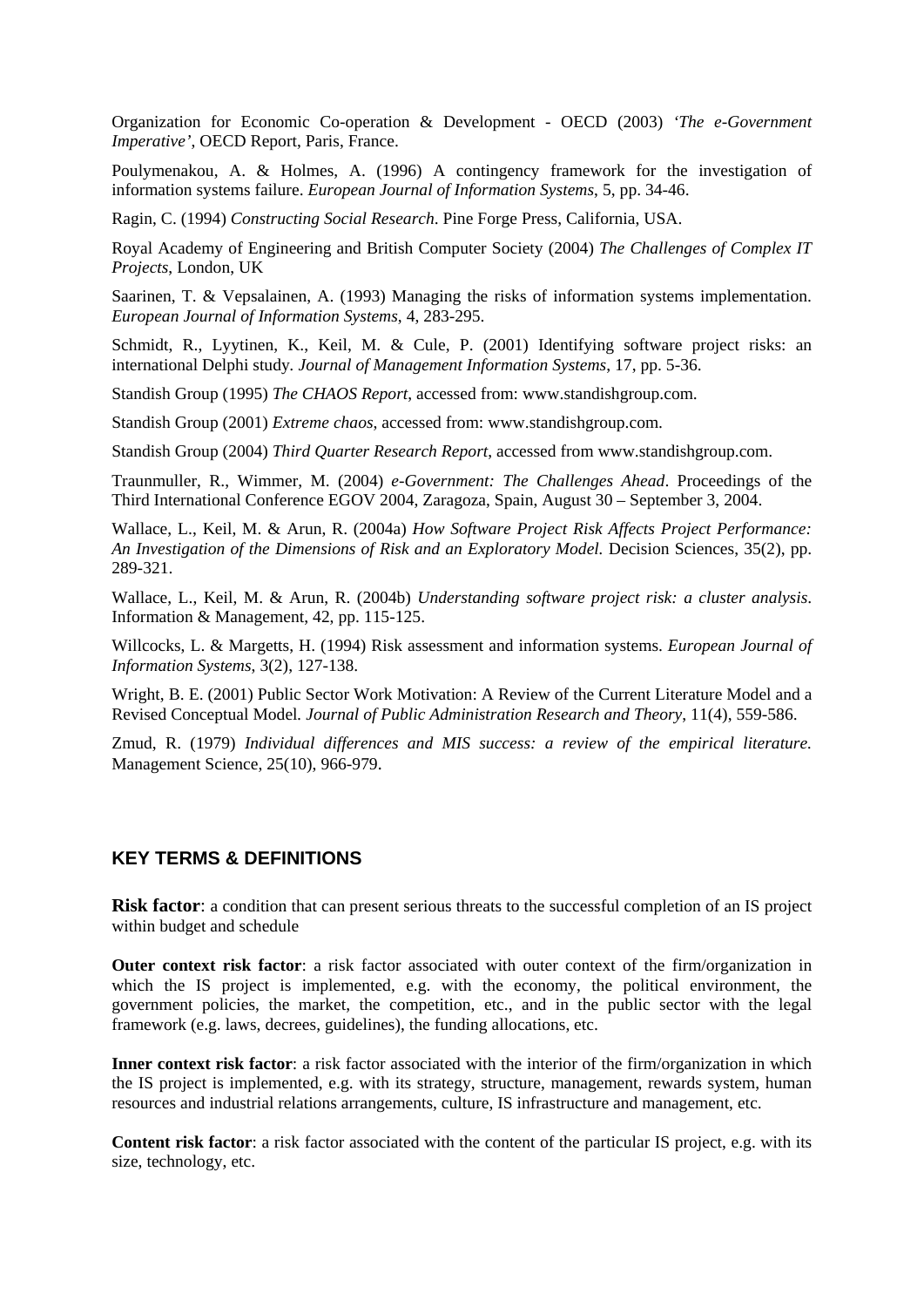Organization for Economic Co-operation & Development - OECD (2003) *'The e-Government Imperative'*, OECD Report, Paris, France.

Poulymenakou, A. & Holmes, A. (1996) A contingency framework for the investigation of information systems failure. *European Journal of Information Systems*, 5, pp. 34-46.

Ragin, C. (1994) *Constructing Social Research*. Pine Forge Press, California, USA.

Royal Academy of Engineering and British Computer Society (2004) *The Challenges of Complex IT Projects*, London, UK

Saarinen, T. & Vepsalainen, A. (1993) Managing the risks of information systems implementation. *European Journal of Information Systems*, 4, 283-295.

Schmidt, R., Lyytinen, K., Keil, M. & Cule, P. (2001) Identifying software project risks: an international Delphi study. *Journal of Management Information Systems*, 17, pp. 5-36.

Standish Group (1995) *The CHAOS Report*, accessed from: www.standishgroup.com.

Standish Group (2001) *Extreme chaos*, accessed from: www.standishgroup.com.

Standish Group (2004) *Third Quarter Research Report*, accessed from www.standishgroup.com.

Traunmuller, R., Wimmer, M. (2004) *e-Government: The Challenges Ahead*. Proceedings of the Third International Conference EGOV 2004, Zaragoza, Spain, August 30 – September 3, 2004.

Wallace, L., Keil, M. & Arun, R. (2004a) *How Software Project Risk Affects Project Performance: An Investigation of the Dimensions of Risk and an Exploratory Model.* Decision Sciences, 35(2), pp. 289-321.

Wallace, L., Keil, M. & Arun, R. (2004b) *Understanding software project risk: a cluster analysis*. Information & Management, 42, pp. 115-125.

Willcocks, L. & Margetts, H. (1994) Risk assessment and information systems. *European Journal of Information Systems*, 3(2), 127-138.

Wright, B. E. (2001) Public Sector Work Motivation: A Review of the Current Literature Model and a Revised Conceptual Model. *Journal of Public Administration Research and Theory*, 11(4), 559-586.

Zmud, R. (1979) *Individual differences and MIS success: a review of the empirical literature.* Management Science, 25(10), 966-979.

## KEY TERMS & DEFINITIONS

**Risk factor**: a condition that can present serious threats to the successful completion of an IS project within budget and schedule

**Outer context risk factor**: a risk factor associated with outer context of the firm/organization in which the IS project is implemented, e.g. with the economy, the political environment, the government policies, the market, the competition, etc., and in the public sector with the legal framework (e.g. laws, decrees, guidelines), the funding allocations, etc.

**Inner context risk factor**: a risk factor associated with the interior of the firm/organization in which the IS project is implemented, e.g. with its strategy, structure, management, rewards system, human resources and industrial relations arrangements, culture, IS infrastructure and management, etc.

**Content risk factor**: a risk factor associated with the content of the particular IS project, e.g. with its size, technology, etc.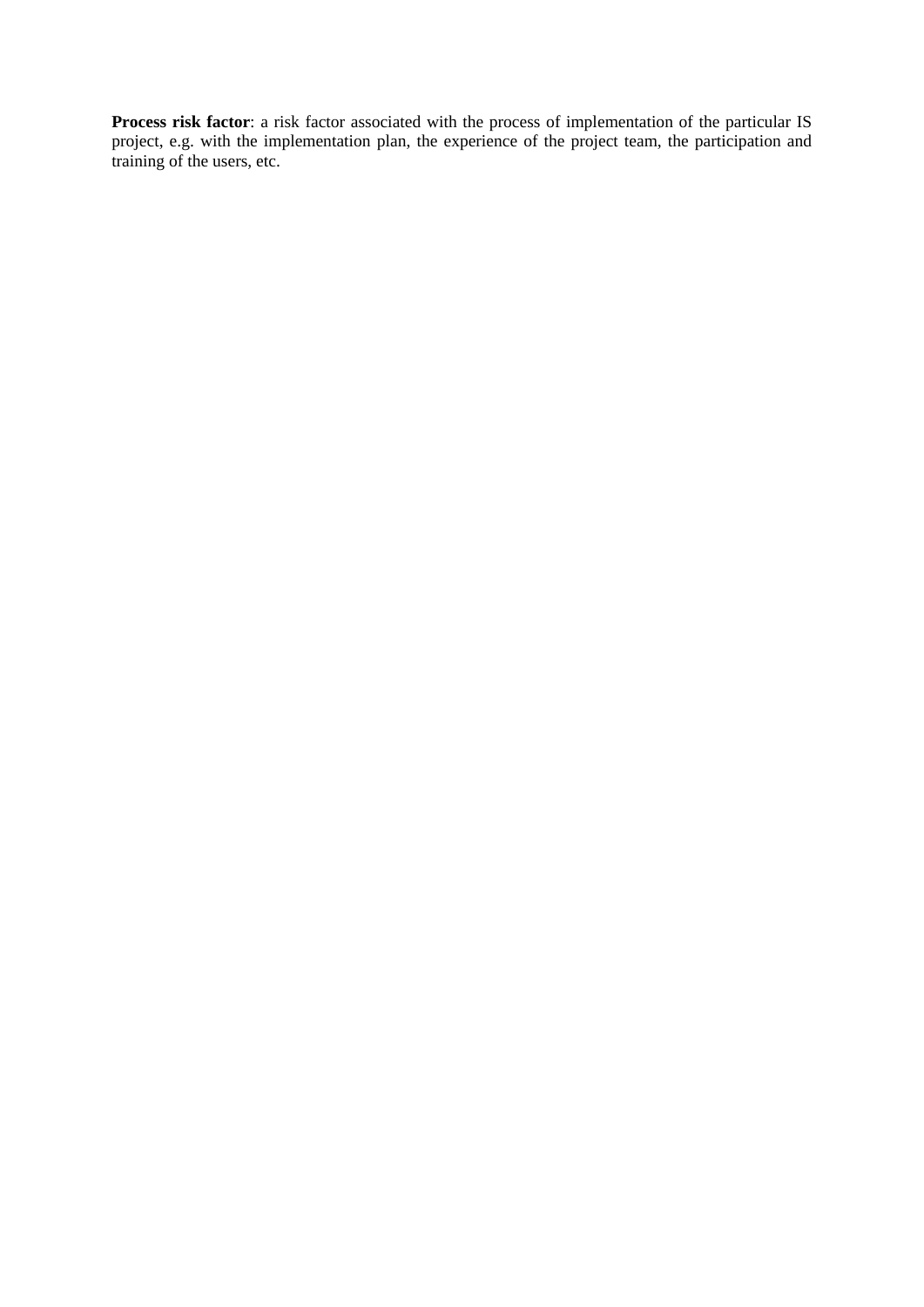**Process risk factor**: a risk factor associated with the process of implementation of the particular IS project, e.g. with the implementation plan, the experience of the project team, the participation and training of the users, etc.